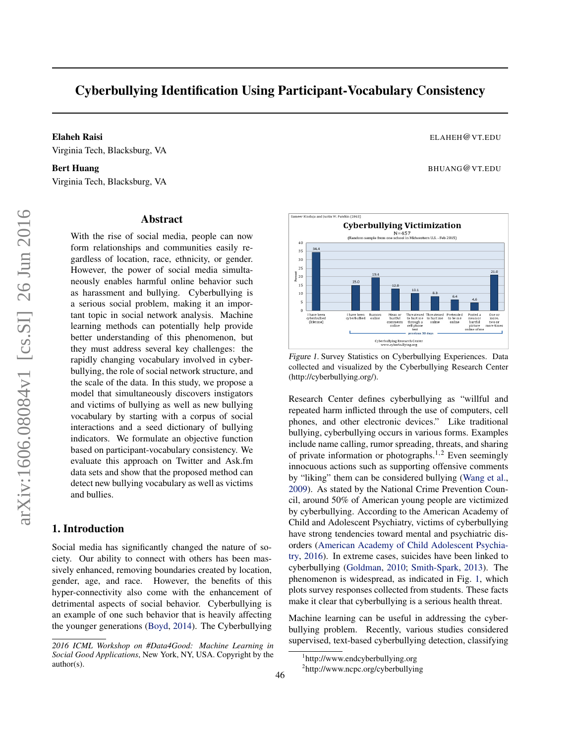# Cyberbullying Identification Using Participant-Vocabulary Consistency

**Elaheh Raisi** ELAHEH@VT.EDU
Virginia Tech, Blacksburg, VA

**Bert Huang** BHUANG@VT.EDU
Virginia Tech, Blacksburg, VA

## Abstract

With the rise of social media, people can now form relationships and communities easily regardless of location, race, ethnicity, or gender. However, the power of social media simultaneously enables harmful online behavior such as harassment and bullying. Cyberbullying is a serious social problem, making it an important topic in social network analysis. Machine learning methods can potentially help provide better understanding of this phenomenon, but they must address several key challenges: the rapidly changing vocabulary involved in cyberbullying, the role of social network structure, and the scale of the data. In this study, we propose a model that simultaneously discovers instigators and victims of bullying as well as new bullying vocabulary by starting with a corpus of social interactions and a seed dictionary of bullying indicators. We formulate an objective function based on participant-vocabulary consistency. We evaluate this approach on Twitter and Ask.fm data sets and show that the proposed method can detect new bullying vocabulary as well as victims and bullies.

## 1. Introduction

Social media has significantly changed the nature of society. Our ability to connect with others has been massively enhanced, removing boundaries created by location, gender, age, and race. However, the benefits of this hyper-connectivity also come with the enhancement of detrimental aspects of social behavior. Cyberbullying is an example of one such behavior that is heavily affecting the younger generations (Boyd, 2014). The Cyberbullying Research Center defines cyberbullying as "willful and repeated harm inflicted through the use of computers, cell phones, and other electronic devices." Like traditional bullying, cyberbullying occurs in various forms. Examples include name calling, rumor spreading, threats, and sharing of private information or photographs.[1,2] Even seemingly innocuous actions such as supporting offensive comments by "liking" them can be considered bullying (Wang et al., 2009). As stated by the National Crime Prevention Council, around 50% of American young people are victimized by cyberbullying. According to the American Academy of Child and Adolescent Psychiatry, victims of cyberbullying have strong tendencies toward mental and psychiatric disorders (American Academy of Child Adolescent Psychiatry, 2016). In extreme cases, suicides have been linked to cyberbullying (Goldman, 2010; Smith-Spark, 2013). The phenomenon is widespread, as indicated in Fig. 1, which plots survey responses collected from students. These facts make it clear that cyberbullying is a serious health threat.

*Figure 1.* Survey Statistics on Cyberbullying Experiences. Data collected and visualized by the Cyberbullying Research Center (http://cyberbullying.org/).

Machine learning can be useful in addressing the cyberbullying problem. Recently, various studies considered supervised, text-based cyberbullying detection, classifying

*2016 ICML Workshop on #Data4Good: Machine Learning in Social Good Applications*, New York, NY, USA. Copyright by the author(s).

[1] http://www.endcyberbullying.org

[2] http://www.ncpc.org/cyberbullying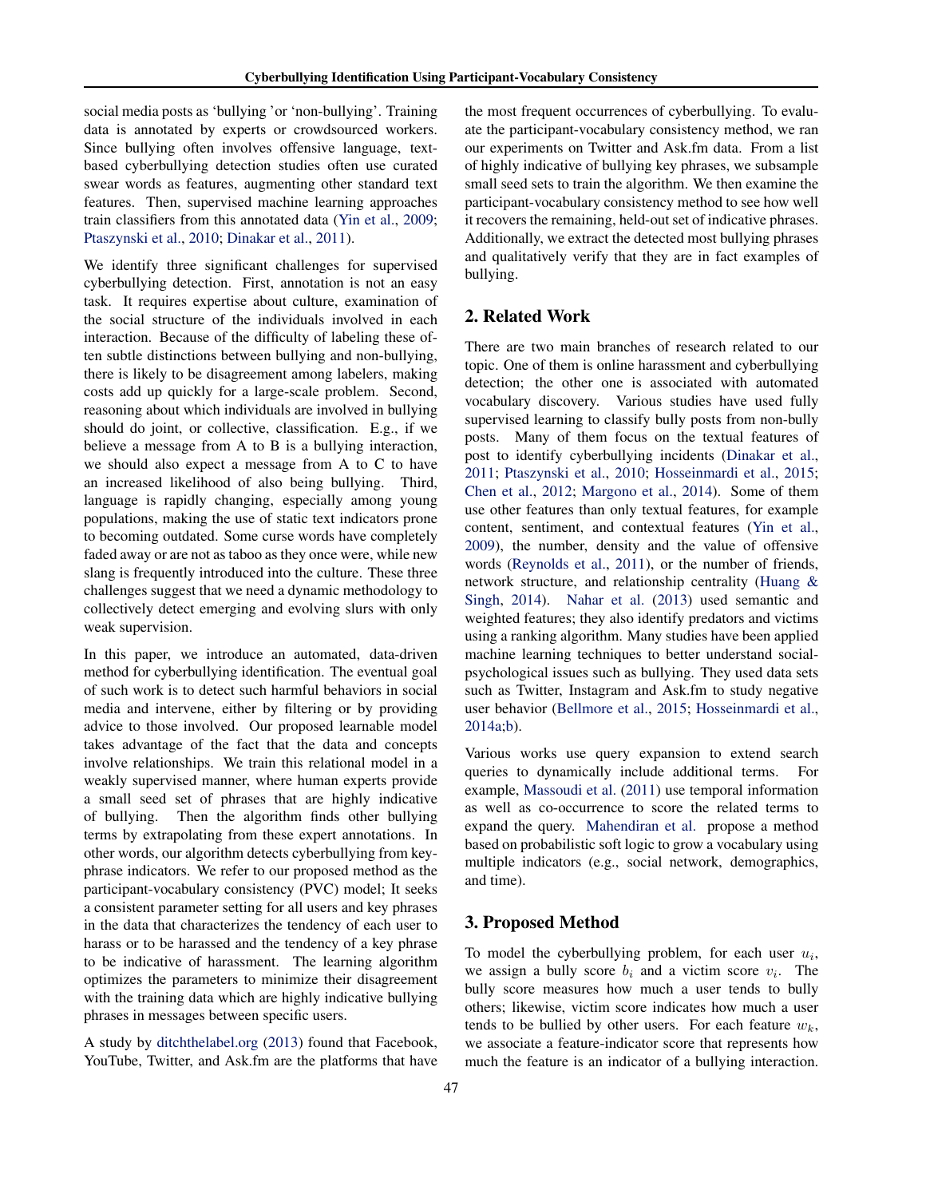social media posts as 'bullying 'or 'non-bullying'. Training data is annotated by experts or crowdsourced workers. Since bullying often involves offensive language, text-based cyberbullying detection studies often use curated swear words as features, augmenting other standard text features. Then, supervised machine learning approaches train classifiers from this annotated data (Yin et al., 2009; Ptaszynski et al., 2010; Dinakar et al., 2011).

We identify three significant challenges for supervised cyberbullying detection. First, annotation is not an easy task. It requires expertise about culture, examination of the social structure of the individuals involved in each interaction. Because of the difficulty of labeling these often subtle distinctions between bullying and non-bullying, there is likely to be disagreement among labelers, making costs add up quickly for a large-scale problem. Second, reasoning about which individuals are involved in bullying should do joint, or collective, classification. E.g., if we believe a message from A to B is a bullying interaction, we should also expect a message from A to C to have an increased likelihood of also being bullying. Third, language is rapidly changing, especially among young populations, making the use of static text indicators prone to becoming outdated. Some curse words have completely faded away or are not as taboo as they once were, while new slang is frequently introduced into the culture. These three challenges suggest that we need a dynamic methodology to collectively detect emerging and evolving slurs with only weak supervision.

In this paper, we introduce an automated, data-driven method for cyberbullying identification. The eventual goal of such work is to detect such harmful behaviors in social media and intervene, either by filtering or by providing advice to those involved. Our proposed learnable model takes advantage of the fact that the data and concepts involve relationships. We train this relational model in a weakly supervised manner, where human experts provide a small seed set of phrases that are highly indicative of bullying. Then the algorithm finds other bullying terms by extrapolating from these expert annotations. In other words, our algorithm detects cyberbullying from key-phrase indicators. We refer to our proposed method as the participant-vocabulary consistency (PVC) model; It seeks a consistent parameter setting for all users and key phrases in the data that characterizes the tendency of each user to harass or to be harassed and the tendency of a key phrase to be indicative of harassment. The learning algorithm optimizes the parameters to minimize their disagreement with the training data which are highly indicative bullying phrases in messages between specific users.

A study by ditchthelabel.org (2013) found that Facebook, YouTube, Twitter, and Ask.fm are the platforms that have the most frequent occurrences of cyberbullying. To evaluate the participant-vocabulary consistency method, we ran our experiments on Twitter and Ask.fm data. From a list of highly indicative of bullying key phrases, we subsample small seed sets to train the algorithm. We then examine the participant-vocabulary consistency method to see how well it recovers the remaining, held-out set of indicative phrases. Additionally, we extract the detected most bullying phrases and qualitatively verify that they are in fact examples of bullying.

## 2. Related Work

There are two main branches of research related to our topic. One of them is online harassment and cyberbullying detection; the other one is associated with automated vocabulary discovery. Various studies have used fully supervised learning to classify bully posts from non-bully posts. Many of them focus on the textual features of post to identify cyberbullying incidents (Dinakar et al., 2011; Ptaszynski et al., 2010; Hosseinmardi et al., 2015; Chen et al., 2012; Margono et al., 2014). Some of them use other features than only textual features, for example content, sentiment, and contextual features (Yin et al., 2009), the number, density and the value of offensive words (Reynolds et al., 2011), or the number of friends, network structure, and relationship centrality (Huang & Singh, 2014). Nahar et al. (2013) used semantic and weighted features; they also identify predators and victims using a ranking algorithm. Many studies have been applied machine learning techniques to better understand social-psychological issues such as bullying. They used data sets such as Twitter, Instagram and Ask.fm to study negative user behavior (Bellmore et al., 2015; Hosseinmardi et al., 2014a;b).

Various works use query expansion to extend search queries to dynamically include additional terms. For example, Massoudi et al. (2011) use temporal information as well as co-occurrence to score the related terms to expand the query. Mahendiran et al. propose a method based on probabilistic soft logic to grow a vocabulary using multiple indicators (e.g., social network, demographics, and time).

## 3. Proposed Method

To model the cyberbullying problem, for each user $u_i$, we assign a bully score $b_i$ and a victim score $v_i$. The bully score measures how much a user tends to bully others; likewise, victim score indicates how much a user tends to be bullied by other users. For each feature $w_k$, we associate a feature-indicator score that represents how much the feature is an indicator of a bullying interaction.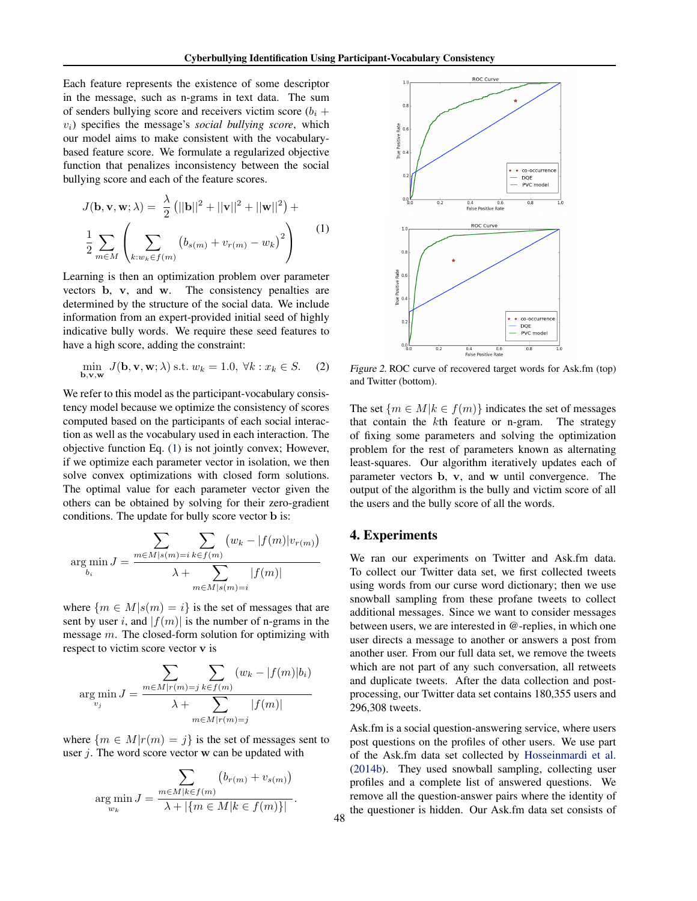Each feature represents the existence of some descriptor in the message, such as n-grams in text data. The sum of senders bullying score and receivers victim score ($b_i + v_i$) specifies the message's *social bullying score*, which our model aims to make consistent with the vocabulary-based feature score. We formulate a regularized objective function that penalizes inconsistency between the social bullying score and each of the feature scores.

$$J(\mathbf{b}, \mathbf{v}, \mathbf{w}; \lambda) = \frac{\lambda}{2}\left(||\mathbf{b}||^2 + ||\mathbf{v}||^2 + ||\mathbf{w}||^2\right) + \frac{1}{2}\sum_{m \in M}\left(\sum_{k: w_k \in f(m)}\left(b_{s(m)} + v_{r(m)} - w_k\right)^2\right) \tag{1}$$

Learning is then an optimization problem over parameter vectors $\mathbf{b}$, $\mathbf{v}$, and $\mathbf{w}$. The consistency penalties are determined by the structure of the social data. We include information from an expert-provided initial seed of highly indicative bully words. We require these seed features to have a high score, adding the constraint:

$$\min_{\mathbf{b},\mathbf{v},\mathbf{w}} J(\mathbf{b}, \mathbf{v}, \mathbf{w}; \lambda) \text{ s.t. } w_k = 1.0, \ \forall k : x_k \in S. \tag{2}$$

We refer to this model as the participant-vocabulary consistency model because we optimize the consistency of scores computed based on the participants of each social interaction as well as the vocabulary used in each interaction. The objective function Eq. (1) is not jointly convex; However, if we optimize each parameter vector in isolation, we then solve convex optimizations with closed form solutions. The optimal value for each parameter vector given the others can be obtained by solving for their zero-gradient conditions. The update for bully score vector $\mathbf{b}$ is:

$$\arg\min_{b_i} J = \frac{\sum_{m \in M | s(m) = i} \sum_{k \in f(m)} \left(w_k - |f(m)| v_{r(m)}\right)}{\lambda + \sum_{m \in M | s(m) = i} |f(m)|}$$

where $\{m \in M | s(m) = i\}$ is the set of messages that are sent by user $i$, and $|f(m)|$ is the number of n-grams in the message $m$. The closed-form solution for optimizing with respect to victim score vector $\mathbf{v}$ is

$$\arg\min_{v_j} J = \frac{\sum_{m \in M | r(m) = j} \sum_{k \in f(m)} \left(w_k - |f(m)| b_i\right)}{\lambda + \sum_{m \in M | r(m) = j} |f(m)|}$$

where $\{m \in M | r(m) = j\}$ is the set of messages sent to user $j$. The word score vector $\mathbf{w}$ can be updated with

$$\arg\min_{w_k} J = \frac{\sum_{m \in M | k \in f(m)} \left(b_{r(m)} + v_{s(m)}\right)}{\lambda + |\{m \in M | k \in f(m)\}|}.$$

*Figure 2.* ROC curve of recovered target words for Ask.fm (top) and Twitter (bottom).

The set $\{m \in M | k \in f(m)\}$ indicates the set of messages that contain the $k$th feature or n-gram. The strategy of fixing some parameters and solving the optimization problem for the rest of parameters known as alternating least-squares. Our algorithm iteratively updates each of parameter vectors $\mathbf{b}$, $\mathbf{v}$, and $\mathbf{w}$ until convergence. The output of the algorithm is the bully and victim score of all the users and the bully score of all the words.

## 4. Experiments

We ran our experiments on Twitter and Ask.fm data. To collect our Twitter data set, we first collected tweets using words from our curse word dictionary; then we use snowball sampling from these profane tweets to collect additional messages. Since we want to consider messages between users, we are interested in @-replies, in which one user directs a message to another or answers a post from another user. From our full data set, we remove the tweets which are not part of any such conversation, all retweets and duplicate tweets. After the data collection and post-processing, our Twitter data set contains 180,355 users and 296,308 tweets.

Ask.fm is a social question-answering service, where users post questions on the profiles of other users. We use part of the Ask.fm data set collected by Hosseinmardi et al. (2014b). They used snowball sampling, collecting user profiles and a complete list of answered questions. We remove all the question-answer pairs where the identity of the questioner is hidden. Our Ask.fm data set consists of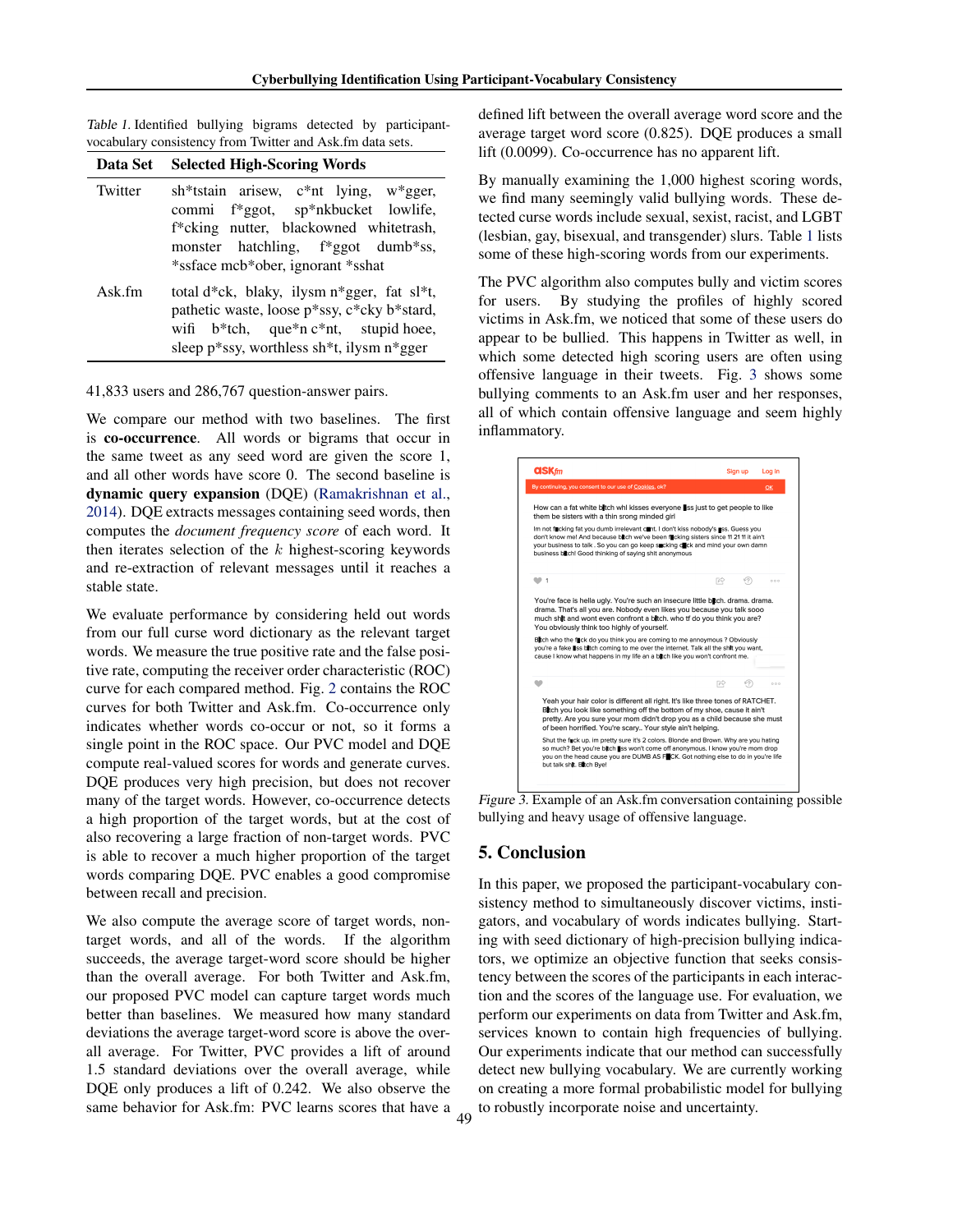Table 1. Identified bullying bigrams detected by participant-vocabulary consistency from Twitter and Ask.fm data sets.

| Data Set | Selected High-Scoring Words |
|---|---|
| Twitter | sh*tstain arisew, c*nt lying, w*gger, commi f*ggot, sp*nkbucket lowlife, f*cking nutter, blackowned whitetrash, monster hatchling, f*ggot dumb*ss, *ssface mcb*ober, ignorant *sshat |
| Ask.fm | total d*ck, blaky, ilysm n*gger, fat sl*t, pathetic waste, loose p*ssy, c*cky b*stard, wifi b*tch, que*n c*nt, stupid hoee, sleep p*ssy, worthless sh*t, ilysm n*gger |

41,833 users and 286,767 question-answer pairs.

We compare our method with two baselines. The first is **co-occurrence**. All words or bigrams that occur in the same tweet as any seed word are given the score 1, and all other words have score 0. The second baseline is **dynamic query expansion** (DQE) (Ramakrishnan et al., 2014). DQE extracts messages containing seed words, then computes the *document frequency score* of each word. It then iterates selection of the $k$ highest-scoring keywords and re-extraction of relevant messages until it reaches a stable state.

We evaluate performance by considering held out words from our full curse word dictionary as the relevant target words. We measure the true positive rate and the false positive rate, computing the receiver order characteristic (ROC) curve for each compared method. Fig. 2 contains the ROC curves for both Twitter and Ask.fm. Co-occurrence only indicates whether words co-occur or not, so it forms a single point in the ROC space. Our PVC model and DQE compute real-valued scores for words and generate curves. DQE produces very high precision, but does not recover many of the target words. However, co-occurrence detects a high proportion of the target words, but at the cost of also recovering a large fraction of non-target words. PVC is able to recover a much higher proportion of the target words comparing DQE. PVC enables a good compromise between recall and precision.

We also compute the average score of target words, non-target words, and all of the words. If the algorithm succeeds, the average target-word score should be higher than the overall average. For both Twitter and Ask.fm, our proposed PVC model can capture target words much better than baselines. We measured how many standard deviations the average target-word score is above the overall average. For Twitter, PVC provides a lift of around 1.5 standard deviations over the overall average, while DQE only produces a lift of 0.242. We also observe the same behavior for Ask.fm: PVC learns scores that have a defined lift between the overall average word score and the average target word score (0.825). DQE produces a small lift (0.0099). Co-occurrence has no apparent lift.

By manually examining the 1,000 highest scoring words, we find many seemingly valid bullying words. These detected curse words include sexual, sexist, racist, and LGBT (lesbian, gay, bisexual, and transgender) slurs. Table 1 lists some of these high-scoring words from our experiments.

The PVC algorithm also computes bully and victim scores for users. By studying the profiles of highly scored victims in Ask.fm, we noticed that some of these users do appear to be bullied. This happens in Twitter as well, in which some detected high scoring users are often using offensive language in their tweets. Fig. 3 shows some bullying comments to an Ask.fm user and her responses, all of which contain offensive language and seem highly inflammatory.

Figure 3. Example of an Ask.fm conversation containing possible bullying and heavy usage of offensive language.

## 5. Conclusion

In this paper, we proposed the participant-vocabulary consistency method to simultaneously discover victims, instigators, and vocabulary of words indicates bullying. Starting with seed dictionary of high-precision bullying indicators, we optimize an objective function that seeks consistency between the scores of the participants in each interaction and the scores of the language use. For evaluation, we perform our experiments on data from Twitter and Ask.fm, services known to contain high frequencies of bullying. Our experiments indicate that our method can successfully detect new bullying vocabulary. We are currently working on creating a more formal probabilistic model for bullying to robustly incorporate noise and uncertainty.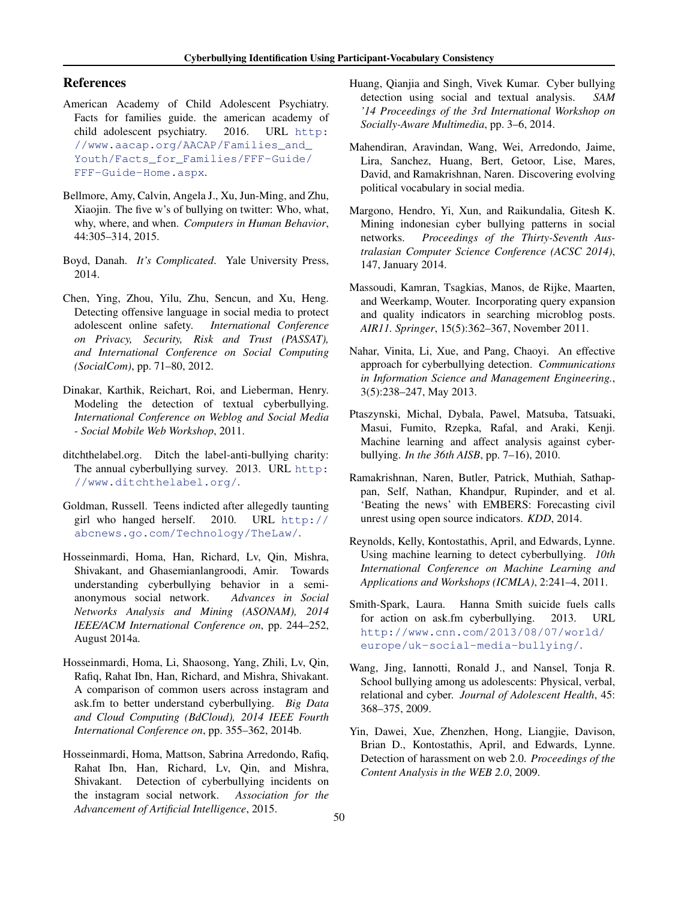## References

American Academy of Child Adolescent Psychiatry. Facts for families guide. the american academy of child adolescent psychiatry. 2016. URL http://www.aacap.org/AACAP/Families_and_Youth/Facts_for_Families/FFF-Guide/FFF-Guide-Home.aspx.

Bellmore, Amy, Calvin, Angela J., Xu, Jun-Ming, and Zhu, Xiaojin. The five w's of bullying on twitter: Who, what, why, where, and when. *Computers in Human Behavior*, 44:305–314, 2015.

Boyd, Danah. *It's Complicated*. Yale University Press, 2014.

Chen, Ying, Zhou, Yilu, Zhu, Sencun, and Xu, Heng. Detecting offensive language in social media to protect adolescent online safety. *International Conference on Privacy, Security, Risk and Trust (PASSAT), and International Conference on Social Computing (SocialCom)*, pp. 71–80, 2012.

Dinakar, Karthik, Reichart, Roi, and Lieberman, Henry. Modeling the detection of textual cyberbullying. *International Conference on Weblog and Social Media - Social Mobile Web Workshop*, 2011.

ditchthelabel.org. Ditch the label-anti-bullying charity: The annual cyberbullying survey. 2013. URL http://www.ditchthelabel.org/.

Goldman, Russell. Teens indicted after allegedly taunting girl who hanged herself. 2010. URL http://abcnews.go.com/Technology/TheLaw/.

Hosseinmardi, Homa, Han, Richard, Lv, Qin, Mishra, Shivakant, and Ghasemianlangroodi, Amir. Towards understanding cyberbullying behavior in a semi-anonymous social network. *Advances in Social Networks Analysis and Mining (ASONAM), 2014 IEEE/ACM International Conference on*, pp. 244–252, August 2014a.

Hosseinmardi, Homa, Li, Shaosong, Yang, Zhili, Lv, Qin, Rafiq, Rahat Ibn, Han, Richard, and Mishra, Shivakant. A comparison of common users across instagram and ask.fm to better understand cyberbullying. *Big Data and Cloud Computing (BdCloud), 2014 IEEE Fourth International Conference on*, pp. 355–362, 2014b.

Hosseinmardi, Homa, Mattson, Sabrina Arredondo, Rafiq, Rahat Ibn, Han, Richard, Lv, Qin, and Mishra, Shivakant. Detection of cyberbullying incidents on the instagram social network. *Association for the Advancement of Artificial Intelligence*, 2015.

Huang, Qianjia and Singh, Vivek Kumar. Cyber bullying detection using social and textual analysis. *SAM '14 Proceedings of the 3rd International Workshop on Socially-Aware Multimedia*, pp. 3–6, 2014.

Mahendiran, Aravindan, Wang, Wei, Arredondo, Jaime, Lira, Sanchez, Huang, Bert, Getoor, Lise, Mares, David, and Ramakrishnan, Naren. Discovering evolving political vocabulary in social media.

Margono, Hendro, Yi, Xun, and Raikundalia, Gitesh K. Mining indonesian cyber bullying patterns in social networks. *Proceedings of the Thirty-Seventh Australasian Computer Science Conference (ACSC 2014)*, 147, January 2014.

Massoudi, Kamran, Tsagkias, Manos, de Rijke, Maarten, and Weerkamp, Wouter. Incorporating query expansion and quality indicators in searching microblog posts. *AIR11. Springer*, 15(5):362–367, November 2011.

Nahar, Vinita, Li, Xue, and Pang, Chaoyi. An effective approach for cyberbullying detection. *Communications in Information Science and Management Engineering.*, 3(5):238–247, May 2013.

Ptaszynski, Michal, Dybala, Pawel, Matsuba, Tatsuaki, Masui, Fumito, Rzepka, Rafal, and Araki, Kenji. Machine learning and affect analysis against cyber-bullying. *In the 36th AISB*, pp. 7–16), 2010.

Ramakrishnan, Naren, Butler, Patrick, Muthiah, Sathappan, Self, Nathan, Khandpur, Rupinder, and et al. 'Beating the news' with EMBERS: Forecasting civil unrest using open source indicators. *KDD*, 2014.

Reynolds, Kelly, Kontostathis, April, and Edwards, Lynne. Using machine learning to detect cyberbullying. *10th International Conference on Machine Learning and Applications and Workshops (ICMLA)*, 2:241–4, 2011.

Smith-Spark, Laura. Hanna Smith suicide fuels calls for action on ask.fm cyberbullying. 2013. URL http://www.cnn.com/2013/08/07/world/europe/uk-social-media-bullying/.

Wang, Jing, Iannotti, Ronald J., and Nansel, Tonja R. School bullying among us adolescents: Physical, verbal, relational and cyber. *Journal of Adolescent Health*, 45: 368–375, 2009.

Yin, Dawei, Xue, Zhenzhen, Hong, Liangjie, Davison, Brian D., Kontostathis, April, and Edwards, Lynne. Detection of harassment on web 2.0. *Proceedings of the Content Analysis in the WEB 2.0*, 2009.